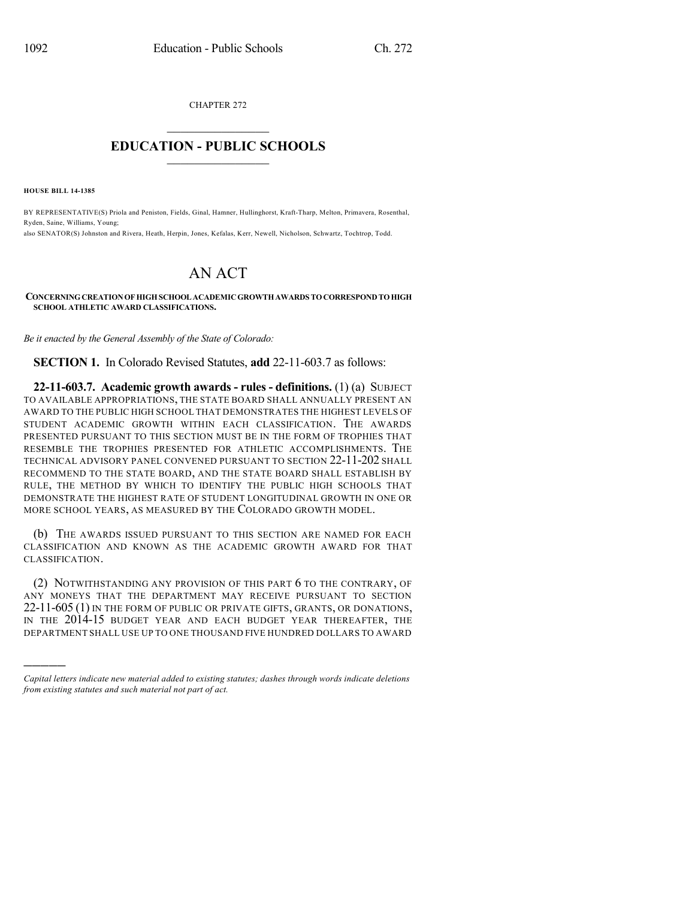CHAPTER 272

# EDUCATION - PUBLIC SCHOOLS

**HOUSE BILL 14-1385**

BY REPRESENTATIVE(S) Priola and Peniston, Fields, Ginal, Hamner, Hullinghorst, Kraft-Tharp, Melton, Primavera, Rosenthal, Ryden, Saine, Williams, Young;
also SENATOR(S) Johnston and Rivera, Heath, Herpin, Jones, Kefalas, Kerr, Newell, Nicholson, Schwartz, Tochtrop, Todd.

# AN ACT

**CONCERNING CREATION OF HIGH SCHOOL ACADEMIC GROWTH AWARDS TO CORRESPOND TO HIGH SCHOOL ATHLETIC AWARD CLASSIFICATIONS.**

*Be it enacted by the General Assembly of the State of Colorado:*

**SECTION 1.** In Colorado Revised Statutes, **add** 22-11-603.7 as follows:

**22-11-603.7. Academic growth awards - rules - definitions.** (1) (a) SUBJECT TO AVAILABLE APPROPRIATIONS, THE STATE BOARD SHALL ANNUALLY PRESENT AN AWARD TO THE PUBLIC HIGH SCHOOL THAT DEMONSTRATES THE HIGHEST LEVELS OF STUDENT ACADEMIC GROWTH WITHIN EACH CLASSIFICATION. THE AWARDS PRESENTED PURSUANT TO THIS SECTION MUST BE IN THE FORM OF TROPHIES THAT RESEMBLE THE TROPHIES PRESENTED FOR ATHLETIC ACCOMPLISHMENTS. THE TECHNICAL ADVISORY PANEL CONVENED PURSUANT TO SECTION 22-11-202 SHALL RECOMMEND TO THE STATE BOARD, AND THE STATE BOARD SHALL ESTABLISH BY RULE, THE METHOD BY WHICH TO IDENTIFY THE PUBLIC HIGH SCHOOLS THAT DEMONSTRATE THE HIGHEST RATE OF STUDENT LONGITUDINAL GROWTH IN ONE OR MORE SCHOOL YEARS, AS MEASURED BY THE COLORADO GROWTH MODEL.

(b) THE AWARDS ISSUED PURSUANT TO THIS SECTION ARE NAMED FOR EACH CLASSIFICATION AND KNOWN AS THE ACADEMIC GROWTH AWARD FOR THAT CLASSIFICATION.

(2) NOTWITHSTANDING ANY PROVISION OF THIS PART 6 TO THE CONTRARY, OF ANY MONEYS THAT THE DEPARTMENT MAY RECEIVE PURSUANT TO SECTION 22-11-605 (1) IN THE FORM OF PUBLIC OR PRIVATE GIFTS, GRANTS, OR DONATIONS, IN THE 2014-15 BUDGET YEAR AND EACH BUDGET YEAR THEREAFTER, THE DEPARTMENT SHALL USE UP TO ONE THOUSAND FIVE HUNDRED DOLLARS TO AWARD

---

*Capital letters indicate new material added to existing statutes; dashes through words indicate deletions from existing statutes and such material not part of act.*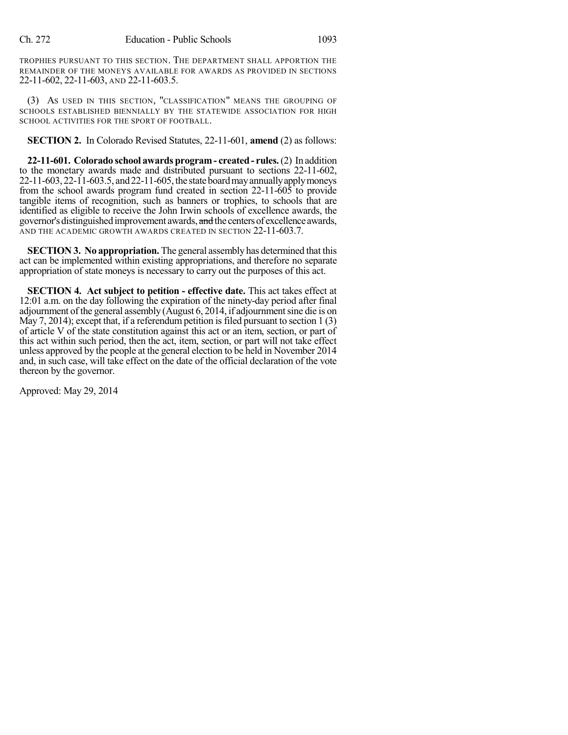TROPHIES PURSUANT TO THIS SECTION. THE DEPARTMENT SHALL APPORTION THE REMAINDER OF THE MONEYS AVAILABLE FOR AWARDS AS PROVIDED IN SECTIONS 22-11-602, 22-11-603, AND 22-11-603.5.

(3) AS USED IN THIS SECTION, "CLASSIFICATION" MEANS THE GROUPING OF SCHOOLS ESTABLISHED BIENNIALLY BY THE STATEWIDE ASSOCIATION FOR HIGH SCHOOL ACTIVITIES FOR THE SPORT OF FOOTBALL.

**SECTION 2.** In Colorado Revised Statutes, 22-11-601, **amend** (2) as follows:

**22-11-601. Colorado school awards program - created - rules.** (2) In addition to the monetary awards made and distributed pursuant to sections 22-11-602, 22-11-603, 22-11-603.5, and 22-11-605, the state board may annually apply moneys from the school awards program fund created in section 22-11-605 to provide tangible items of recognition, such as banners or trophies, to schools that are identified as eligible to receive the John Irwin schools of excellence awards, the governor's distinguished improvement awards, ~~and~~ the centers of excellence awards, AND THE ACADEMIC GROWTH AWARDS CREATED IN SECTION 22-11-603.7.

**SECTION 3. No appropriation.** The general assembly has determined that this act can be implemented within existing appropriations, and therefore no separate appropriation of state moneys is necessary to carry out the purposes of this act.

**SECTION 4. Act subject to petition - effective date.** This act takes effect at 12:01 a.m. on the day following the expiration of the ninety-day period after final adjournment of the general assembly (August 6, 2014, if adjournment sine die is on May 7, 2014); except that, if a referendum petition is filed pursuant to section 1 (3) of article V of the state constitution against this act or an item, section, or part of this act within such period, then the act, item, section, or part will not take effect unless approved by the people at the general election to be held in November 2014 and, in such case, will take effect on the date of the official declaration of the vote thereon by the governor.

Approved: May 29, 2014